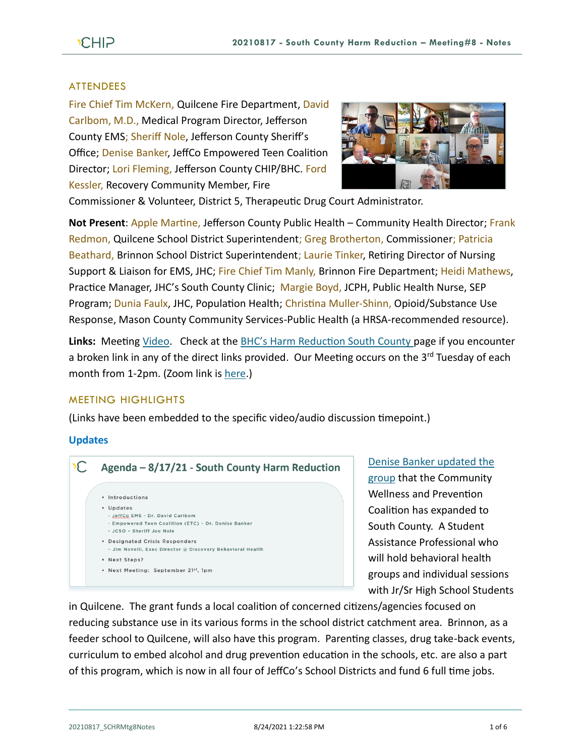## ATTENDEES

Fire Chief Tim McKern, Quilcene Fire Department, David Carlbom, M.D., Medical Program Director, Jefferson County EMS; Sheriff Nole, Jefferson County Sheriff's Office; Denise Banker, JeffCo Empowered Teen Coalition Director; Lori Fleming, Jefferson County CHIP/BHC. Ford Kessler, Recovery Community Member, Fire Commissioner & Volunteer, District 5, Therapeutic Drug Court Administrator.

**Not Present**: Apple Martine, Jefferson County Public Health – Community Health Director; Frank Redmon, Quilcene School District Superintendent; Greg Brotherton, Commissioner; Patricia Beathard, Brinnon School District Superintendent; Laurie Tinker, Retiring Director of Nursing Support & Liaison for EMS, JHC; Fire Chief Tim Manly, Brinnon Fire Department; Heidi Mathews, Practice Manager, JHC's South County Clinic; Margie Boyd, JCPH, Public Health Nurse, SEP Program; Dunia Faulx, JHC, Population Health; Christina Muller-Shinn, Opioid/Substance Use Response, Mason County Community Services-Public Health (a HRSA-recommended resource).

**Links:** Meeting Video. Check at the BHC's Harm Reduction South County page if you encounter a broken link in any of the direct links provided. Our Meeting occurs on the 3rd Tuesday of each month from 1-2pm. (Zoom link is here.)

## MEETING HIGHLIGHTS

(Links have been embedded to the specific video/audio discussion timepoint.)

### Updates

**Agenda – 8/17/21 - South County Harm Reduction**

- Introductions
- Updates
  - JeffCo EMS - Dr. David Carlbom
  - Empowered Teen Coalition (ETC) - Dr. Denise Banker
  - JCSO - Sheriff Joe Nole
- Designated Crisis Responders
  - Jim Novelli, Exec Director @ Discovery Behavioral Health
- Next Steps?
- Next Meeting: September 21st, 1pm

Denise Banker updated the group that the Community Wellness and Prevention Coalition has expanded to South County. A Student Assistance Professional who will hold behavioral health groups and individual sessions with Jr/Sr High School Students in Quilcene. The grant funds a local coalition of concerned citizens/agencies focused on reducing substance use in its various forms in the school district catchment area. Brinnon, as a feeder school to Quilcene, will also have this program. Parenting classes, drug take-back events, curriculum to embed alcohol and drug prevention education in the schools, etc. are also a part of this program, which is now in all four of JeffCo's School Districts and fund 6 full time jobs.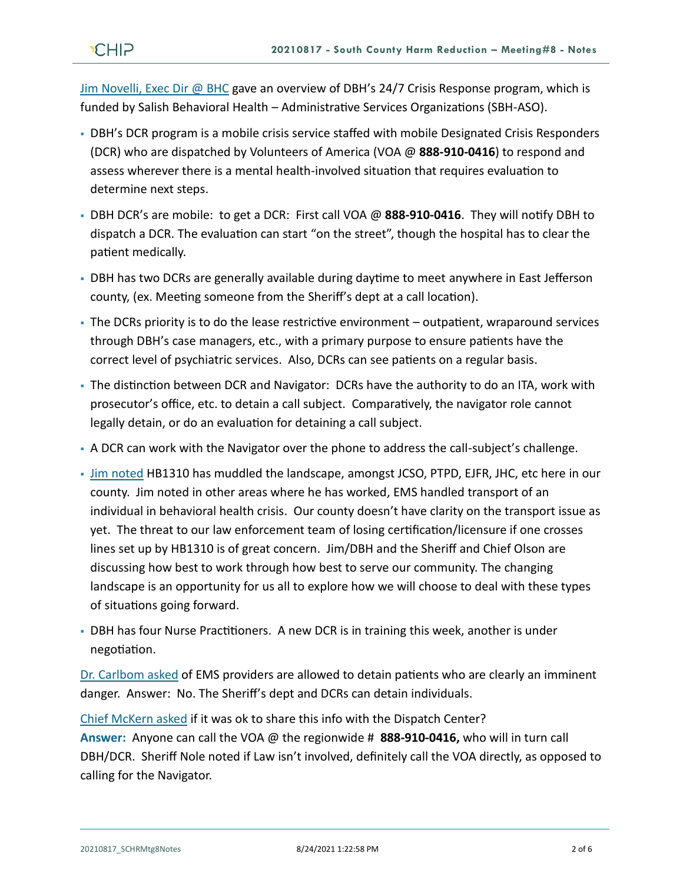[Jim Novelli, Exec Dir @ BHC] gave an overview of DBH's 24/7 Crisis Response program, which is funded by Salish Behavioral Health – Administrative Services Organizations (SBH-ASO).

- DBH's DCR program is a mobile crisis service staffed with mobile Designated Crisis Responders (DCR) who are dispatched by Volunteers of America (VOA @ **888-910-0416**) to respond and assess wherever there is a mental health-involved situation that requires evaluation to determine next steps.
- DBH DCR's are mobile: to get a DCR: First call VOA @ **888-910-0416**. They will notify DBH to dispatch a DCR. The evaluation can start "on the street", though the hospital has to clear the patient medically.
- DBH has two DCRs are generally available during daytime to meet anywhere in East Jefferson county, (ex. Meeting someone from the Sheriff's dept at a call location).
- The DCRs priority is to do the lease restrictive environment – outpatient, wraparound services through DBH's case managers, etc., with a primary purpose to ensure patients have the correct level of psychiatric services. Also, DCRs can see patients on a regular basis.
- The distinction between DCR and Navigator: DCRs have the authority to do an ITA, work with prosecutor's office, etc. to detain a call subject. Comparatively, the navigator role cannot legally detain, or do an evaluation for detaining a call subject.
- A DCR can work with the Navigator over the phone to address the call-subject's challenge.
- [Jim noted] HB1310 has muddled the landscape, amongst JCSO, PTPD, EJFR, JHC, etc here in our county. Jim noted in other areas where he has worked, EMS handled transport of an individual in behavioral health crisis. Our county doesn't have clarity on the transport issue as yet. The threat to our law enforcement team of losing certification/licensure if one crosses lines set up by HB1310 is of great concern. Jim/DBH and the Sheriff and Chief Olson are discussing how best to work through how best to serve our community. The changing landscape is an opportunity for us all to explore how we will choose to deal with these types of situations going forward.
- DBH has four Nurse Practitioners. A new DCR is in training this week, another is under negotiation.

[Dr. Carlbom asked] of EMS providers are allowed to detain patients who are clearly an imminent danger. Answer: No. The Sheriff's dept and DCRs can detain individuals.

[Chief McKern asked] if it was ok to share this info with the Dispatch Center?
**Answer:** Anyone can call the VOA @ the regionwide # **888-910-0416,** who will in turn call DBH/DCR. Sheriff Nole noted if Law isn't involved, definitely call the VOA directly, as opposed to calling for the Navigator.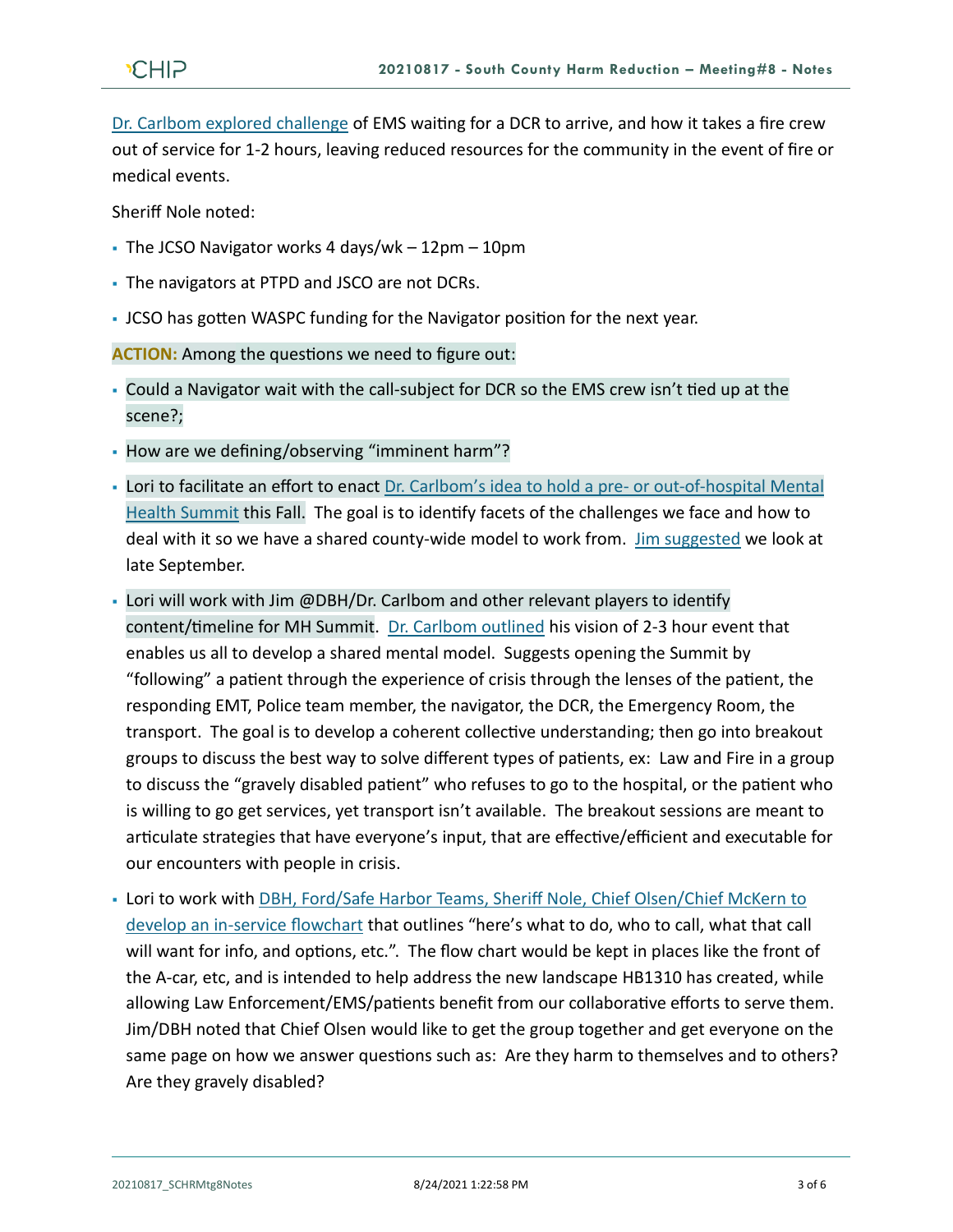Dr. Carlbom explored challenge of EMS waiting for a DCR to arrive, and how it takes a fire crew out of service for 1-2 hours, leaving reduced resources for the community in the event of fire or medical events.

Sheriff Nole noted:

- The JCSO Navigator works 4 days/wk – 12pm – 10pm
- The navigators at PTPD and JSCO are not DCRs.
- JCSO has gotten WASPC funding for the Navigator position for the next year.

**ACTION:** Among the questions we need to figure out:

- Could a Navigator wait with the call-subject for DCR so the EMS crew isn't tied up at the scene?;
- How are we defining/observing "imminent harm"?
- Lori to facilitate an effort to enact Dr. Carlbom's idea to hold a pre- or out-of-hospital Mental Health Summit this Fall. The goal is to identify facets of the challenges we face and how to deal with it so we have a shared county-wide model to work from. Jim suggested we look at late September.
- Lori will work with Jim @DBH/Dr. Carlbom and other relevant players to identify content/timeline for MH Summit. Dr. Carlbom outlined his vision of 2-3 hour event that enables us all to develop a shared mental model. Suggests opening the Summit by "following" a patient through the experience of crisis through the lenses of the patient, the responding EMT, Police team member, the navigator, the DCR, the Emergency Room, the transport. The goal is to develop a coherent collective understanding; then go into breakout groups to discuss the best way to solve different types of patients, ex: Law and Fire in a group to discuss the "gravely disabled patient" who refuses to go to the hospital, or the patient who is willing to go get services, yet transport isn't available. The breakout sessions are meant to articulate strategies that have everyone's input, that are effective/efficient and executable for our encounters with people in crisis.
- Lori to work with DBH, Ford/Safe Harbor Teams, Sheriff Nole, Chief Olsen/Chief McKern to develop an in-service flowchart that outlines "here's what to do, who to call, what that call will want for info, and options, etc.". The flow chart would be kept in places like the front of the A-car, etc, and is intended to help address the new landscape HB1310 has created, while allowing Law Enforcement/EMS/patients benefit from our collaborative efforts to serve them. Jim/DBH noted that Chief Olsen would like to get the group together and get everyone on the same page on how we answer questions such as: Are they harm to themselves and to others? Are they gravely disabled?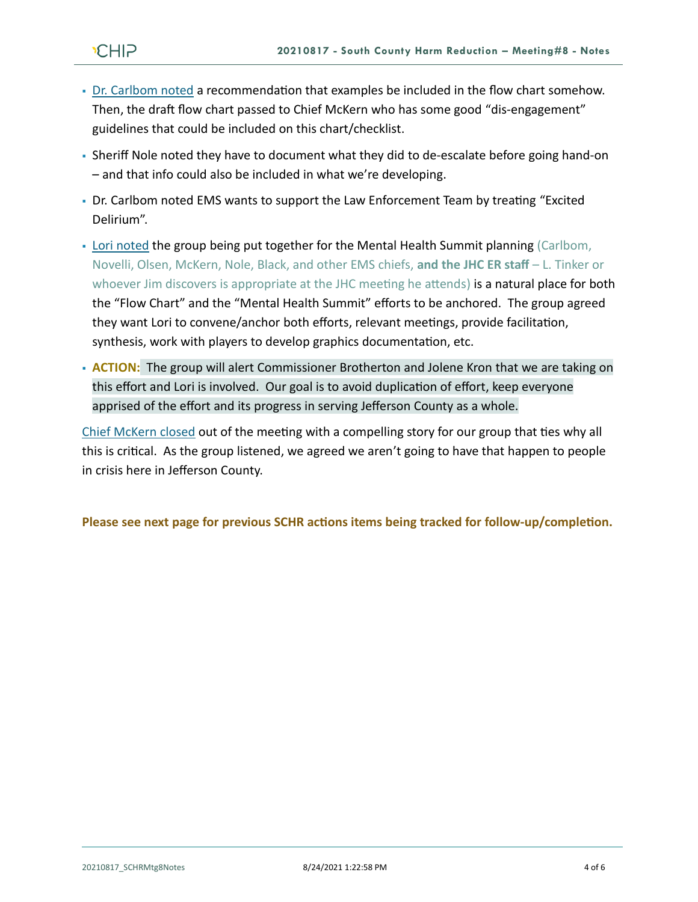- Dr. Carlbom noted a recommendation that examples be included in the flow chart somehow. Then, the draft flow chart passed to Chief McKern who has some good "dis-engagement" guidelines that could be included on this chart/checklist.
- Sheriff Nole noted they have to document what they did to de-escalate before going hand-on – and that info could also be included in what we're developing.
- Dr. Carlbom noted EMS wants to support the Law Enforcement Team by treating "Excited Delirium".
- Lori noted the group being put together for the Mental Health Summit planning (Carlbom, Novelli, Olsen, McKern, Nole, Black, and other EMS chiefs, **and the JHC ER staff** – L. Tinker or whoever Jim discovers is appropriate at the JHC meeting he attends) is a natural place for both the "Flow Chart" and the "Mental Health Summit" efforts to be anchored. The group agreed they want Lori to convene/anchor both efforts, relevant meetings, provide facilitation, synthesis, work with players to develop graphics documentation, etc.
- **ACTION:** The group will alert Commissioner Brotherton and Jolene Kron that we are taking on this effort and Lori is involved. Our goal is to avoid duplication of effort, keep everyone apprised of the effort and its progress in serving Jefferson County as a whole.

Chief McKern closed out of the meeting with a compelling story for our group that ties why all this is critical. As the group listened, we agreed we aren't going to have that happen to people in crisis here in Jefferson County.

**Please see next page for previous SCHR actions items being tracked for follow-up/completion.**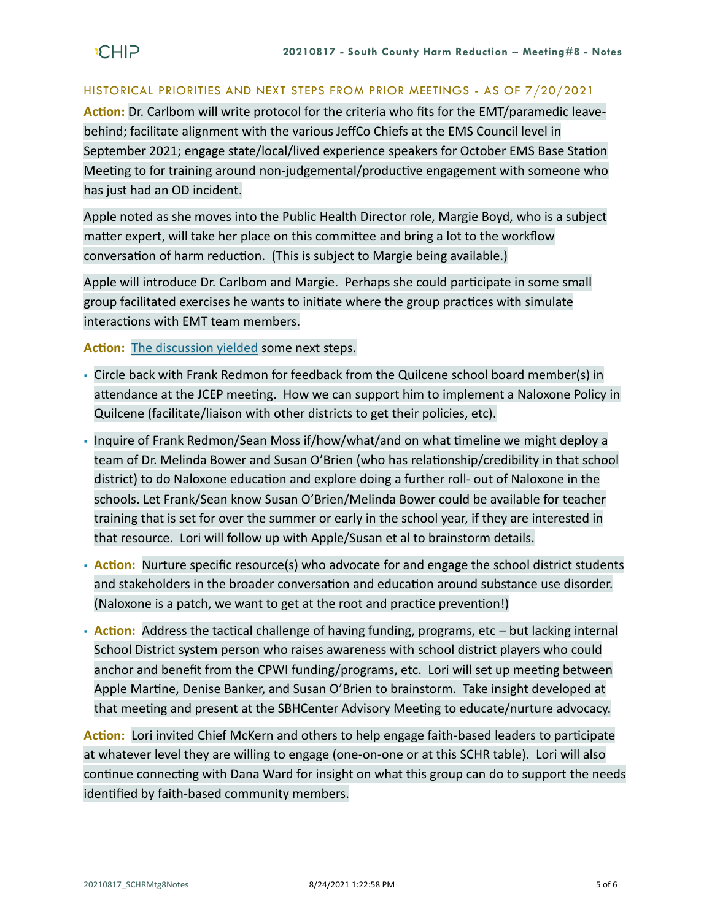## HISTORICAL PRIORITIES AND NEXT STEPS FROM PRIOR MEETINGS - AS OF 7/20/2021

**Action:** Dr. Carlbom will write protocol for the criteria who fits for the EMT/paramedic leave-behind; facilitate alignment with the various JeffCo Chiefs at the EMS Council level in September 2021; engage state/local/lived experience speakers for October EMS Base Station Meeting to for training around non-judgemental/productive engagement with someone who has just had an OD incident.

Apple noted as she moves into the Public Health Director role, Margie Boyd, who is a subject matter expert, will take her place on this committee and bring a lot to the workflow conversation of harm reduction. (This is subject to Margie being available.)

Apple will introduce Dr. Carlbom and Margie. Perhaps she could participate in some small group facilitated exercises he wants to initiate where the group practices with simulate interactions with EMT team members.

**Action:** The discussion yielded some next steps.

- Circle back with Frank Redmon for feedback from the Quilcene school board member(s) in attendance at the JCEP meeting. How we can support him to implement a Naloxone Policy in Quilcene (facilitate/liaison with other districts to get their policies, etc).
- Inquire of Frank Redmon/Sean Moss if/how/what/and on what timeline we might deploy a team of Dr. Melinda Bower and Susan O'Brien (who has relationship/credibility in that school district) to do Naloxone education and explore doing a further roll- out of Naloxone in the schools. Let Frank/Sean know Susan O'Brien/Melinda Bower could be available for teacher training that is set for over the summer or early in the school year, if they are interested in that resource. Lori will follow up with Apple/Susan et al to brainstorm details.
- **Action:** Nurture specific resource(s) who advocate for and engage the school district students and stakeholders in the broader conversation and education around substance use disorder. (Naloxone is a patch, we want to get at the root and practice prevention!)
- **Action:** Address the tactical challenge of having funding, programs, etc – but lacking internal School District system person who raises awareness with school district players who could anchor and benefit from the CPWI funding/programs, etc. Lori will set up meeting between Apple Martine, Denise Banker, and Susan O'Brien to brainstorm. Take insight developed at that meeting and present at the SBHCenter Advisory Meeting to educate/nurture advocacy.

**Action:** Lori invited Chief McKern and others to help engage faith-based leaders to participate at whatever level they are willing to engage (one-on-one or at this SCHR table). Lori will also continue connecting with Dana Ward for insight on what this group can do to support the needs identified by faith-based community members.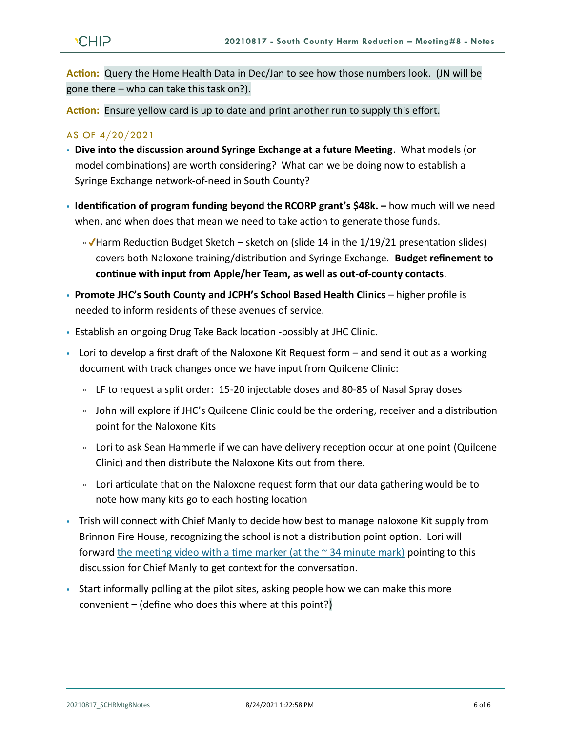**Action:** Query the Home Health Data in Dec/Jan to see how those numbers look. (JN will be gone there – who can take this task on?).

**Action:** Ensure yellow card is up to date and print another run to supply this effort.

### AS OF 4/20/2021

- **Dive into the discussion around Syringe Exchange at a future Meeting**. What models (or model combinations) are worth considering? What can we be doing now to establish a Syringe Exchange network-of-need in South County?
- **Identification of program funding beyond the RCORP grant's $48k. –** how much will we need when, and when does that mean we need to take action to generate those funds.
  - ✓Harm Reduction Budget Sketch – sketch on (slide 14 in the 1/19/21 presentation slides) covers both Naloxone training/distribution and Syringe Exchange. **Budget refinement to continue with input from Apple/her Team, as well as out-of-county contacts**.
- **Promote JHC's South County and JCPH's School Based Health Clinics** – higher profile is needed to inform residents of these avenues of service.
- Establish an ongoing Drug Take Back location -possibly at JHC Clinic.
- Lori to develop a first draft of the Naloxone Kit Request form – and send it out as a working document with track changes once we have input from Quilcene Clinic:
  - LF to request a split order: 15-20 injectable doses and 80-85 of Nasal Spray doses
  - John will explore if JHC's Quilcene Clinic could be the ordering, receiver and a distribution point for the Naloxone Kits
  - Lori to ask Sean Hammerle if we can have delivery reception occur at one point (Quilcene Clinic) and then distribute the Naloxone Kits out from there.
  - Lori articulate that on the Naloxone request form that our data gathering would be to note how many kits go to each hosting location
- Trish will connect with Chief Manly to decide how best to manage naloxone Kit supply from Brinnon Fire House, recognizing the school is not a distribution point option. Lori will forward the meeting video with a time marker (at the ~ 34 minute mark) pointing to this discussion for Chief Manly to get context for the conversation.
- Start informally polling at the pilot sites, asking people how we can make this more convenient – (define who does this where at this point?)